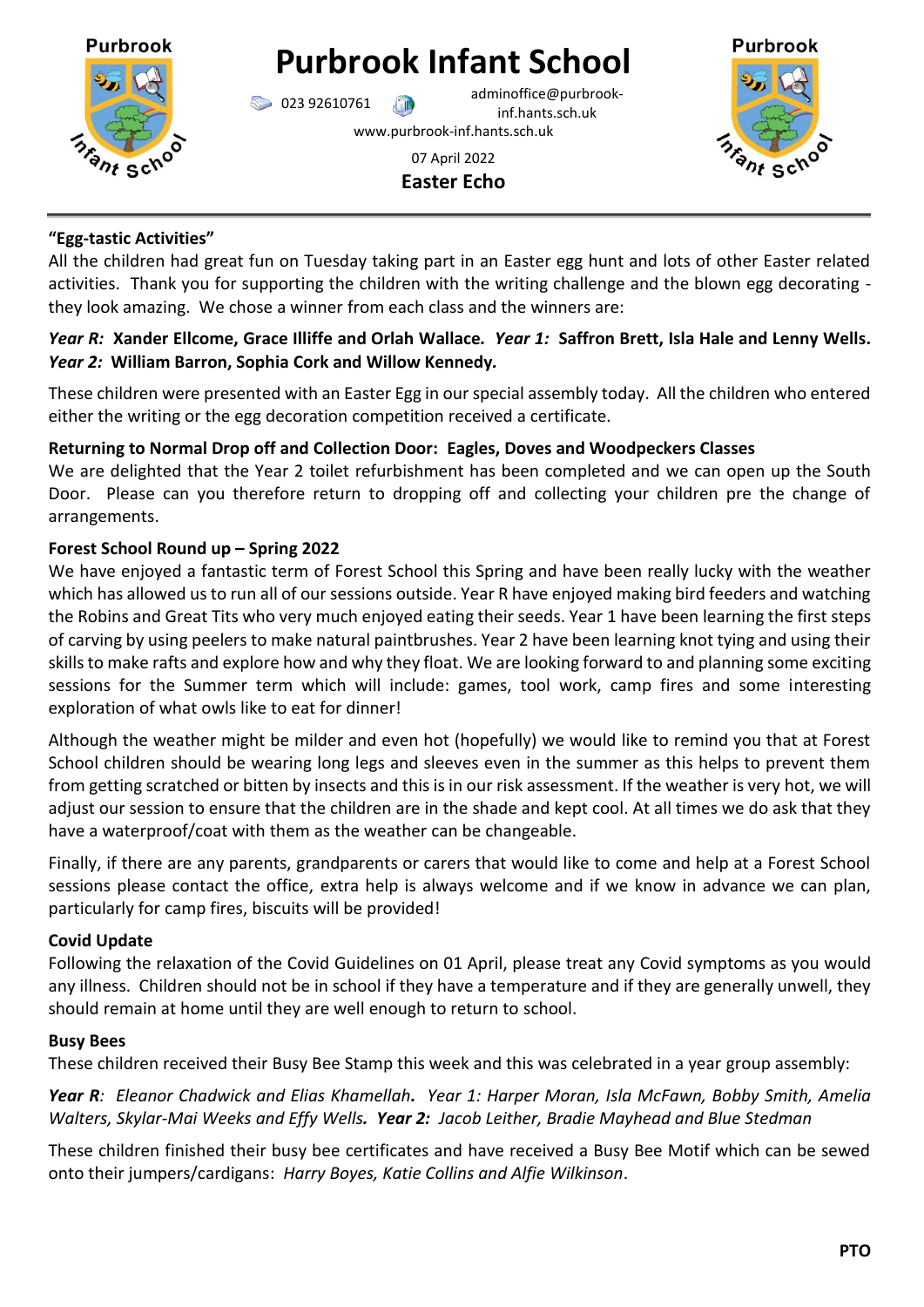# Purbrook Infant School

023 92610761 adminoffice@purbrook-inf.hants.sch.uk

www.purbrook-inf.hants.sch.uk

07 April 2022

**Easter Echo**

---

### "Egg-tastic Activities"

All the children had great fun on Tuesday taking part in an Easter egg hunt and lots of other Easter related activities. Thank you for supporting the children with the writing challenge and the blown egg decorating - they look amazing. We chose a winner from each class and the winners are:

***Year R:*** **Xander Ellcome, Grace Illiffe and Orlah Wallace*.*** ***Year 1:*** **Saffron Brett, Isla Hale and Lenny Wells.** ***Year 2:*** **William Barron, Sophia Cork and Willow Kennedy*.***

These children were presented with an Easter Egg in our special assembly today. All the children who entered either the writing or the egg decoration competition received a certificate.

### Returning to Normal Drop off and Collection Door: Eagles, Doves and Woodpeckers Classes

We are delighted that the Year 2 toilet refurbishment has been completed and we can open up the South Door. Please can you therefore return to dropping off and collecting your children pre the change of arrangements.

### Forest School Round up – Spring 2022

We have enjoyed a fantastic term of Forest School this Spring and have been really lucky with the weather which has allowed us to run all of our sessions outside. Year R have enjoyed making bird feeders and watching the Robins and Great Tits who very much enjoyed eating their seeds. Year 1 have been learning the first steps of carving by using peelers to make natural paintbrushes. Year 2 have been learning knot tying and using their skills to make rafts and explore how and why they float. We are looking forward to and planning some exciting sessions for the Summer term which will include: games, tool work, camp fires and some interesting exploration of what owls like to eat for dinner!

Although the weather might be milder and even hot (hopefully) we would like to remind you that at Forest School children should be wearing long legs and sleeves even in the summer as this helps to prevent them from getting scratched or bitten by insects and this is in our risk assessment. If the weather is very hot, we will adjust our session to ensure that the children are in the shade and kept cool. At all times we do ask that they have a waterproof/coat with them as the weather can be changeable.

Finally, if there are any parents, grandparents or carers that would like to come and help at a Forest School sessions please contact the office, extra help is always welcome and if we know in advance we can plan, particularly for camp fires, biscuits will be provided!

### Covid Update

Following the relaxation of the Covid Guidelines on 01 April, please treat any Covid symptoms as you would any illness. Children should not be in school if they have a temperature and if they are generally unwell, they should remain at home until they are well enough to return to school.

### Busy Bees

These children received their Busy Bee Stamp this week and this was celebrated in a year group assembly:

***Year R**: Eleanor Chadwick and Elias Khamellah**.** Year 1: Harper Moran, Isla McFawn, Bobby Smith, Amelia Walters, Skylar-Mai Weeks and Effy Wells**.** **Year 2:** Jacob Leither, Bradie Mayhead and Blue Stedman*

These children finished their busy bee certificates and have received a Busy Bee Motif which can be sewed onto their jumpers/cardigans: *Harry Boyes, Katie Collins and Alfie Wilkinson*.

**PTO**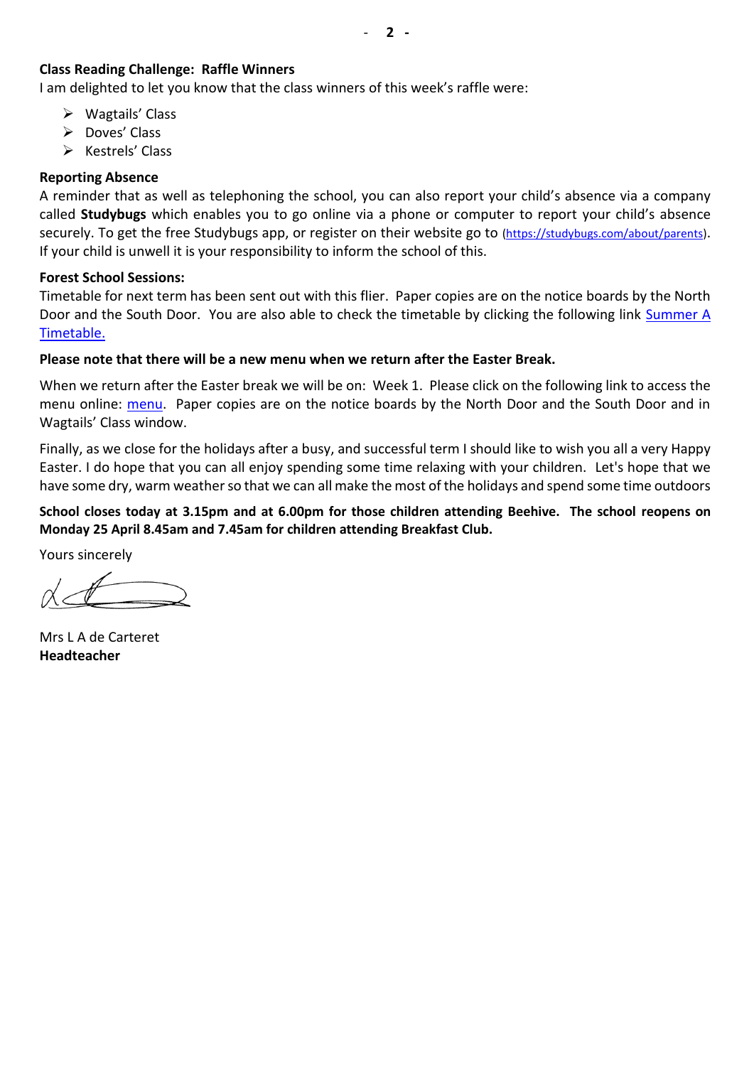**Class Reading Challenge: Raffle Winners**

I am delighted to let you know that the class winners of this week's raffle were:

- Wagtails' Class
- Doves' Class
- Kestrels' Class

**Reporting Absence**

A reminder that as well as telephoning the school, you can also report your child's absence via a company called **Studybugs** which enables you to go online via a phone or computer to report your child's absence securely. To get the free Studybugs app, or register on their website go to (https://studybugs.com/about/parents). If your child is unwell it is your responsibility to inform the school of this.

**Forest School Sessions:**

Timetable for next term has been sent out with this flier. Paper copies are on the notice boards by the North Door and the South Door. You are also able to check the timetable by clicking the following link Summer A Timetable.

**Please note that there will be a new menu when we return after the Easter Break.**

When we return after the Easter break we will be on: Week 1. Please click on the following link to access the menu online: menu. Paper copies are on the notice boards by the North Door and the South Door and in Wagtails' Class window.

Finally, as we close for the holidays after a busy, and successful term I should like to wish you all a very Happy Easter. I do hope that you can all enjoy spending some time relaxing with your children. Let's hope that we have some dry, warm weather so that we can all make the most of the holidays and spend some time outdoors

**School closes today at 3.15pm and at 6.00pm for those children attending Beehive. The school reopens on Monday 25 April 8.45am and 7.45am for children attending Breakfast Club.**

Yours sincerely

Mrs L A de Carteret
**Headteacher**